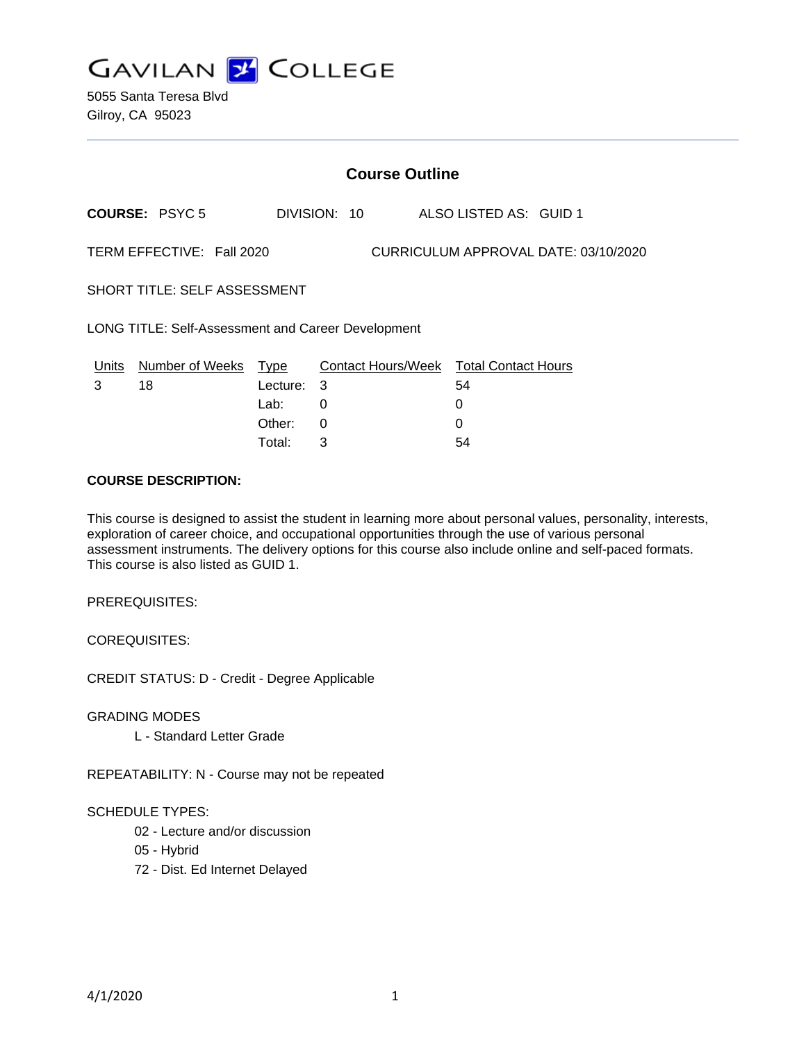# GAVILAN COLLEGE

5055 Santa Teresa Blvd
Gilroy, CA 95023

## Course Outline

**COURSE:** PSYC 5 DIVISION: 10 ALSO LISTED AS: GUID 1

TERM EFFECTIVE: Fall 2020 CURRICULUM APPROVAL DATE: 03/10/2020

SHORT TITLE: SELF ASSESSMENT

LONG TITLE: Self-Assessment and Career Development

| Units | Number of Weeks | Type | Contact Hours/Week | Total Contact Hours |
|---|---|---|---|---|
| 3 | 18 | Lecture: | 3 | 54 |
| | | Lab: | 0 | 0 |
| | | Other: | 0 | 0 |
| | | Total: | 3 | 54 |

**COURSE DESCRIPTION:**

This course is designed to assist the student in learning more about personal values, personality, interests, exploration of career choice, and occupational opportunities through the use of various personal assessment instruments. The delivery options for this course also include online and self-paced formats. This course is also listed as GUID 1.

PREREQUISITES:

COREQUISITES:

CREDIT STATUS: D - Credit - Degree Applicable

GRADING MODES

- L - Standard Letter Grade

REPEATABILITY: N - Course may not be repeated

SCHEDULE TYPES:

- 02 - Lecture and/or discussion
- 05 - Hybrid
- 72 - Dist. Ed Internet Delayed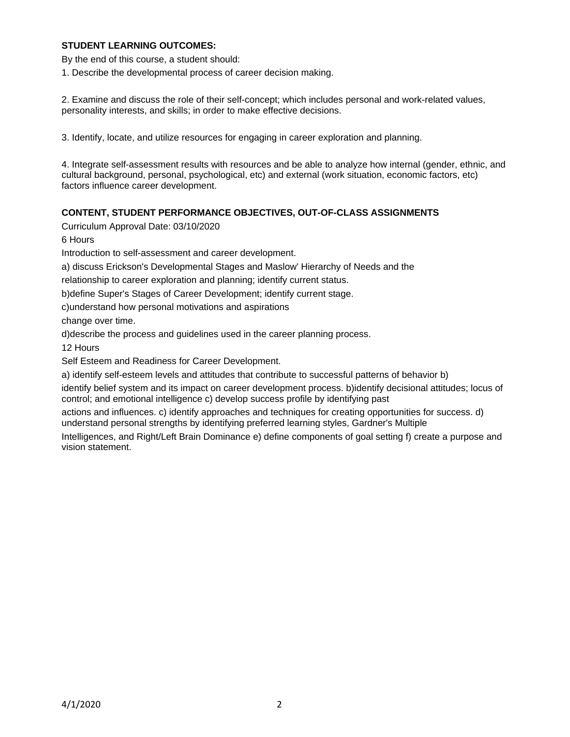**STUDENT LEARNING OUTCOMES:**

By the end of this course, a student should:

1. Describe the developmental process of career decision making.

2. Examine and discuss the role of their self-concept; which includes personal and work-related values, personality interests, and skills; in order to make effective decisions.

3. Identify, locate, and utilize resources for engaging in career exploration and planning.

4. Integrate self-assessment results with resources and be able to analyze how internal (gender, ethnic, and cultural background, personal, psychological, etc) and external (work situation, economic factors, etc) factors influence career development.

**CONTENT, STUDENT PERFORMANCE OBJECTIVES, OUT-OF-CLASS ASSIGNMENTS**

Curriculum Approval Date: 03/10/2020

6 Hours

Introduction to self-assessment and career development.

a) discuss Erickson's Developmental Stages and Maslow' Hierarchy of Needs and the

relationship to career exploration and planning; identify current status.

b)define Super's Stages of Career Development; identify current stage.

c)understand how personal motivations and aspirations

change over time.

d)describe the process and guidelines used in the career planning process.

12 Hours

Self Esteem and Readiness for Career Development.

a) identify self-esteem levels and attitudes that contribute to successful patterns of behavior b)

identify belief system and its impact on career development process. b)identify decisional attitudes; locus of control; and emotional intelligence c) develop success profile by identifying past

actions and influences. c) identify approaches and techniques for creating opportunities for success. d) understand personal strengths by identifying preferred learning styles, Gardner's Multiple

Intelligences, and Right/Left Brain Dominance e) define components of goal setting f) create a purpose and vision statement.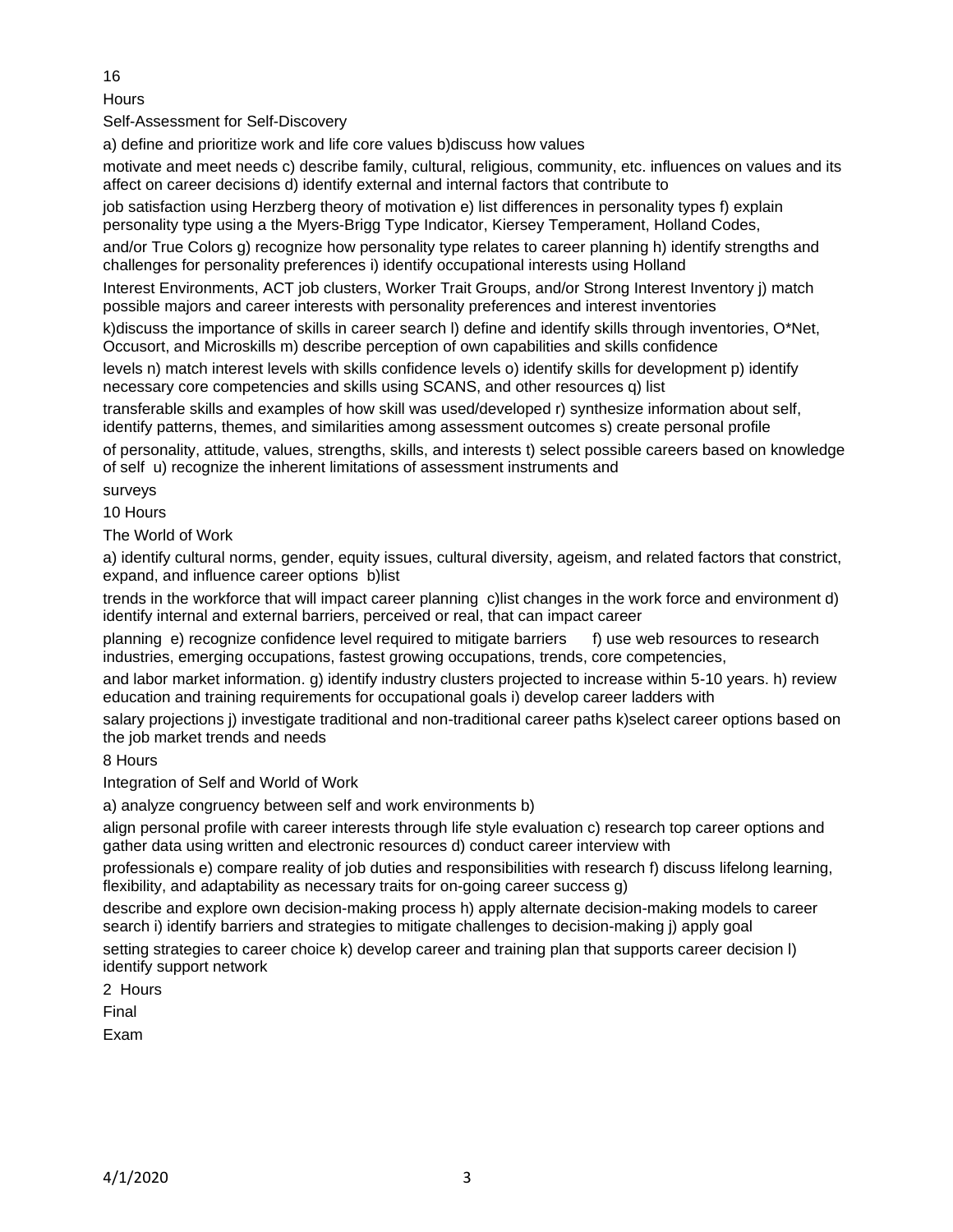16

Hours

Self-Assessment for Self-Discovery

a) define and prioritize work and life core values b)discuss how values motivate and meet needs c) describe family, cultural, religious, community, etc. influences on values and its affect on career decisions d) identify external and internal factors that contribute to job satisfaction using Herzberg theory of motivation e) list differences in personality types f) explain personality type using a the Myers-Brigg Type Indicator, Kiersey Temperament, Holland Codes, and/or True Colors g) recognize how personality type relates to career planning h) identify strengths and challenges for personality preferences i) identify occupational interests using Holland Interest Environments, ACT job clusters, Worker Trait Groups, and/or Strong Interest Inventory j) match possible majors and career interests with personality preferences and interest inventories k)discuss the importance of skills in career search l) define and identify skills through inventories, O*Net, Occusort, and Microskills m) describe perception of own capabilities and skills confidence levels n) match interest levels with skills confidence levels o) identify skills for development p) identify necessary core competencies and skills using SCANS, and other resources q) list transferable skills and examples of how skill was used/developed r) synthesize information about self, identify patterns, themes, and similarities among assessment outcomes s) create personal profile of personality, attitude, values, strengths, skills, and interests t) select possible careers based on knowledge of self u) recognize the inherent limitations of assessment instruments and surveys

10 Hours

The World of Work

a) identify cultural norms, gender, equity issues, cultural diversity, ageism, and related factors that constrict, expand, and influence career options b)list trends in the workforce that will impact career planning c)list changes in the work force and environment d) identify internal and external barriers, perceived or real, that can impact career planning e) recognize confidence level required to mitigate barriers f) use web resources to research industries, emerging occupations, fastest growing occupations, trends, core competencies, and labor market information. g) identify industry clusters projected to increase within 5-10 years. h) review education and training requirements for occupational goals i) develop career ladders with salary projections j) investigate traditional and non-traditional career paths k)select career options based on the job market trends and needs

8 Hours

Integration of Self and World of Work

a) analyze congruency between self and work environments b) align personal profile with career interests through life style evaluation c) research top career options and gather data using written and electronic resources d) conduct career interview with professionals e) compare reality of job duties and responsibilities with research f) discuss lifelong learning, flexibility, and adaptability as necessary traits for on-going career success g) describe and explore own decision-making process h) apply alternate decision-making models to career search i) identify barriers and strategies to mitigate challenges to decision-making j) apply goal setting strategies to career choice k) develop career and training plan that supports career decision l) identify support network

2 Hours

Final

Exam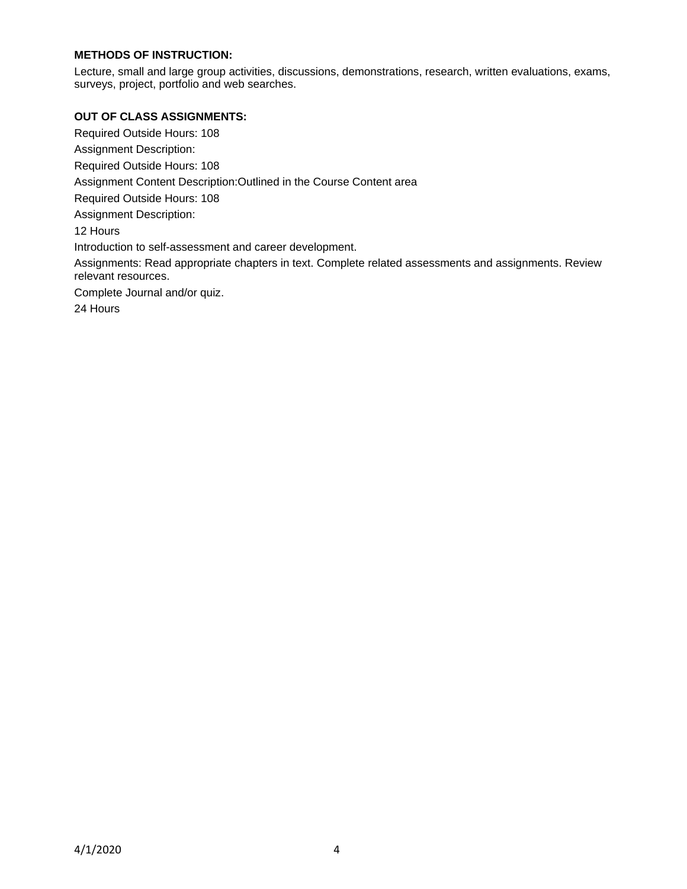**METHODS OF INSTRUCTION:**

Lecture, small and large group activities, discussions, demonstrations, research, written evaluations, exams, surveys, project, portfolio and web searches.

**OUT OF CLASS ASSIGNMENTS:**

Required Outside Hours: 108

Assignment Description:

Required Outside Hours: 108

Assignment Content Description:Outlined in the Course Content area

Required Outside Hours: 108

Assignment Description:

12 Hours

Introduction to self-assessment and career development.

Assignments: Read appropriate chapters in text. Complete related assessments and assignments. Review relevant resources.

Complete Journal and/or quiz.

24 Hours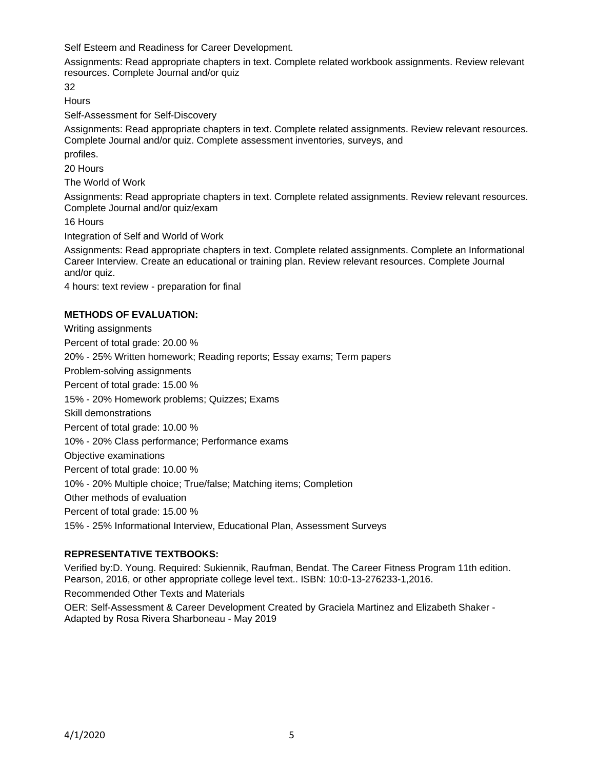Self Esteem and Readiness for Career Development.

Assignments: Read appropriate chapters in text. Complete related workbook assignments. Review relevant resources. Complete Journal and/or quiz

32

Hours

Self-Assessment for Self-Discovery

Assignments: Read appropriate chapters in text. Complete related assignments. Review relevant resources. Complete Journal and/or quiz. Complete assessment inventories, surveys, and

profiles.

20 Hours

The World of Work

Assignments: Read appropriate chapters in text. Complete related assignments. Review relevant resources. Complete Journal and/or quiz/exam

16 Hours

Integration of Self and World of Work

Assignments: Read appropriate chapters in text. Complete related assignments. Complete an Informational Career Interview. Create an educational or training plan. Review relevant resources. Complete Journal and/or quiz.

4 hours: text review - preparation for final

**METHODS OF EVALUATION:**

Writing assignments

Percent of total grade: 20.00 %

20% - 25% Written homework; Reading reports; Essay exams; Term papers

Problem-solving assignments

Percent of total grade: 15.00 %

15% - 20% Homework problems; Quizzes; Exams

Skill demonstrations

Percent of total grade: 10.00 %

10% - 20% Class performance; Performance exams

Objective examinations

Percent of total grade: 10.00 %

10% - 20% Multiple choice; True/false; Matching items; Completion

Other methods of evaluation

Percent of total grade: 15.00 %

15% - 25% Informational Interview, Educational Plan, Assessment Surveys

**REPRESENTATIVE TEXTBOOKS:**

Verified by:D. Young. Required: Sukiennik, Raufman, Bendat. The Career Fitness Program 11th edition. Pearson, 2016, or other appropriate college level text.. ISBN: 10:0-13-276233-1,2016.

Recommended Other Texts and Materials

OER: Self-Assessment & Career Development Created by Graciela Martinez and Elizabeth Shaker - Adapted by Rosa Rivera Sharboneau - May 2019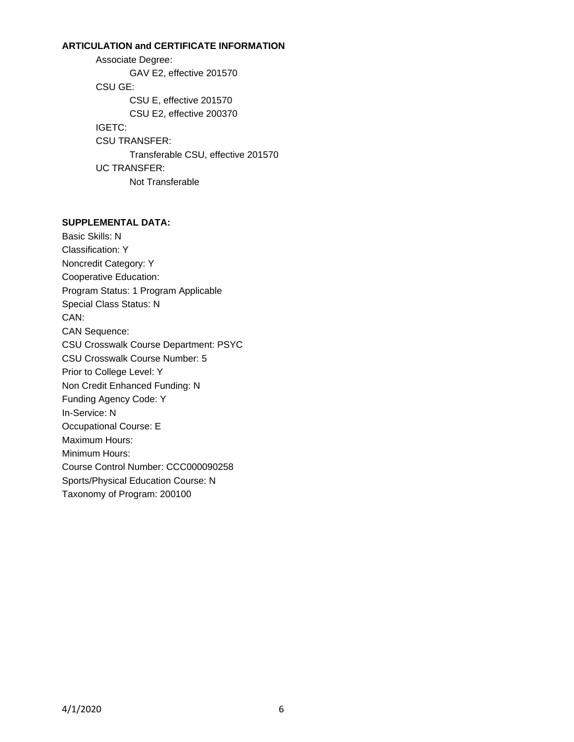**ARTICULATION and CERTIFICATE INFORMATION**

Associate Degree:

GAV E2, effective 201570

CSU GE:

CSU E, effective 201570

CSU E2, effective 200370

IGETC:

CSU TRANSFER:

Transferable CSU, effective 201570

UC TRANSFER:

Not Transferable

**SUPPLEMENTAL DATA:**

Basic Skills: N

Classification: Y

Noncredit Category: Y

Cooperative Education:

Program Status: 1 Program Applicable

Special Class Status: N

CAN:

CAN Sequence:

CSU Crosswalk Course Department: PSYC

CSU Crosswalk Course Number: 5

Prior to College Level: Y

Non Credit Enhanced Funding: N

Funding Agency Code: Y

In-Service: N

Occupational Course: E

Maximum Hours:

Minimum Hours:

Course Control Number: CCC000090258

Sports/Physical Education Course: N

Taxonomy of Program: 200100